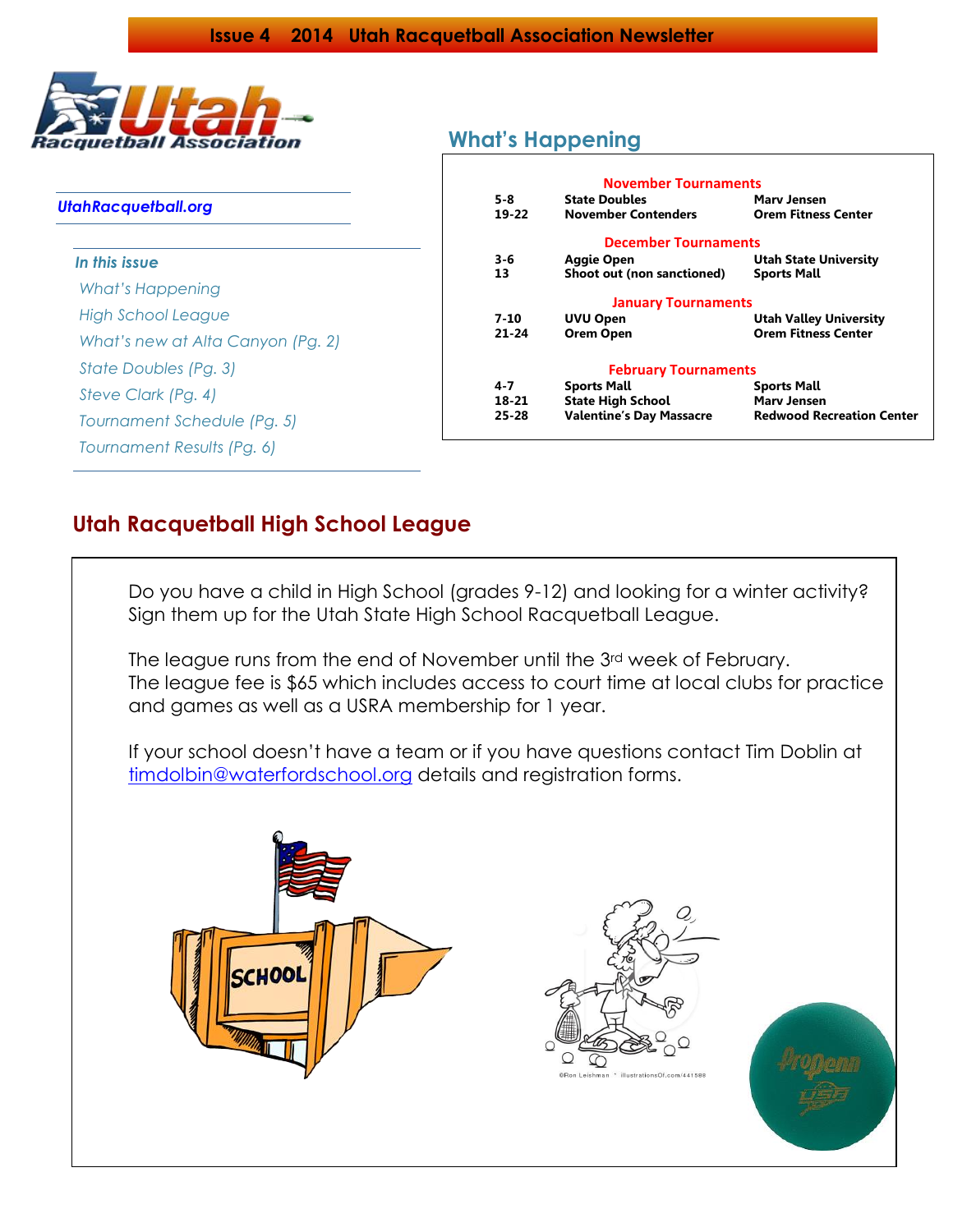**Issue 4 2014 Utah Racquetball Association Newsletter**

*UtahRacquetball.org*

*In this issue*

*What's Happening*
*High School League*
*What's new at Alta Canyon (Pg. 2)*
*State Doubles (Pg. 3)*
*Steve Clark (Pg. 4)*
*Tournament Schedule (Pg. 5)*
*Tournament Results (Pg. 6)*

## What's Happening

**November Tournaments**

| | | |
|---|---|---|
| 5-8 | State Doubles | Marv Jensen |
| 19-22 | November Contenders | Orem Fitness Center |

**December Tournaments**

| | | |
|---|---|---|
| 3-6 | Aggie Open | Utah State University |
| 13 | Shoot out (non sanctioned) | Sports Mall |

**January Tournaments**

| | | |
|---|---|---|
| 7-10 | UVU Open | Utah Valley University |
| 21-24 | Orem Open | Orem Fitness Center |

**February Tournaments**

| | | |
|---|---|---|
| 4-7 | Sports Mall | Sports Mall |
| 18-21 | State High School | Marv Jensen |
| 25-28 | Valentine's Day Massacre | Redwood Recreation Center |

## Utah Racquetball High School League

Do you have a child in High School (grades 9-12) and looking for a winter activity? Sign them up for the Utah State High School Racquetball League.

The league runs from the end of November until the 3rd week of February. The league fee is $65 which includes access to court time at local clubs for practice and games as well as a USRA membership for 1 year.

If your school doesn't have a team or if you have questions contact Tim Doblin at timdolbin@waterfordschool.org details and registration forms.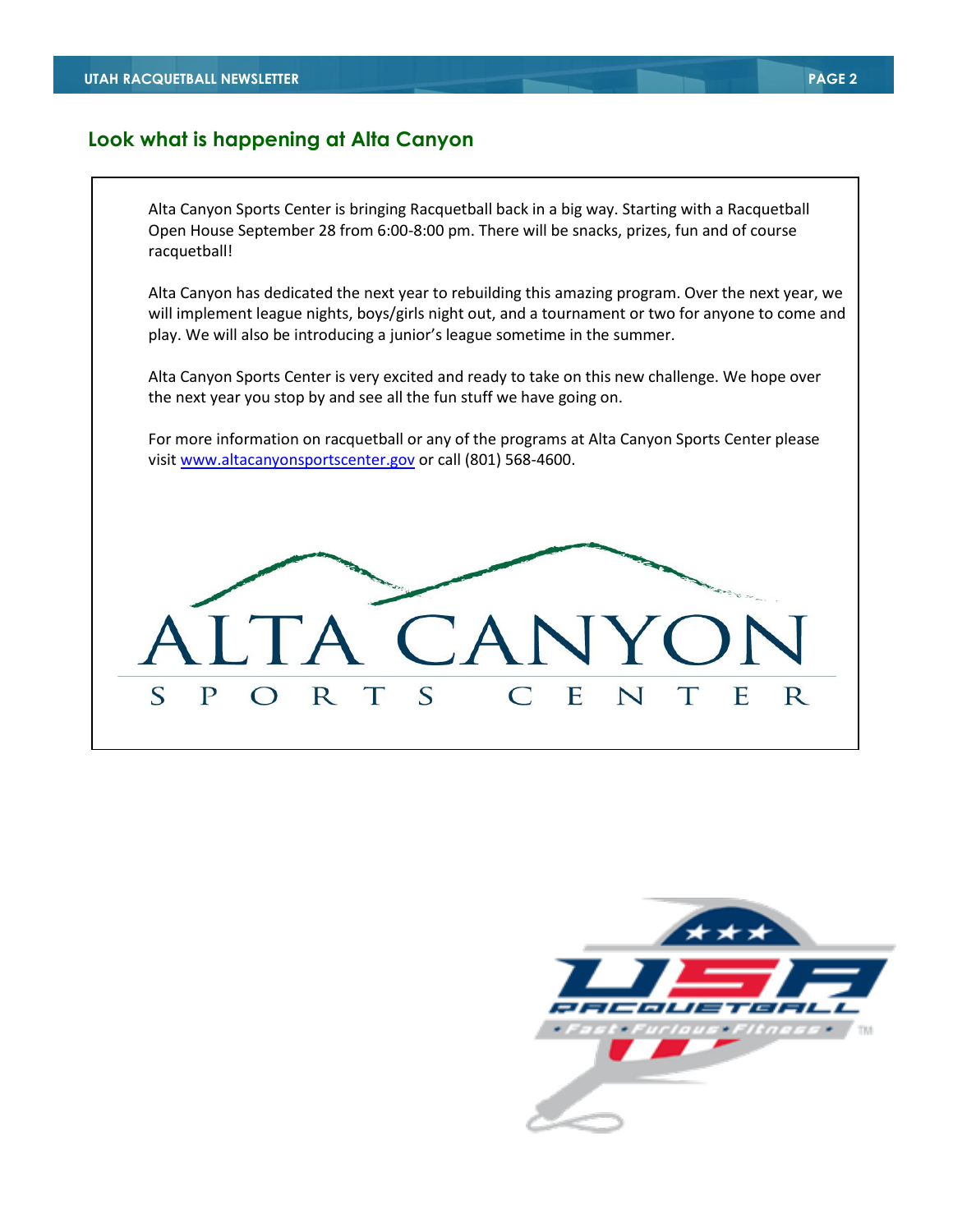## Look what is happening at Alta Canyon

Alta Canyon Sports Center is bringing Racquetball back in a big way. Starting with a Racquetball Open House September 28 from 6:00-8:00 pm. There will be snacks, prizes, fun and of course racquetball!

Alta Canyon has dedicated the next year to rebuilding this amazing program. Over the next year, we will implement league nights, boys/girls night out, and a tournament or two for anyone to come and play. We will also be introducing a junior's league sometime in the summer.

Alta Canyon Sports Center is very excited and ready to take on this new challenge. We hope over the next year you stop by and see all the fun stuff we have going on.

For more information on racquetball or any of the programs at Alta Canyon Sports Center please visit www.altacanyonsportscenter.gov or call (801) 568-4600.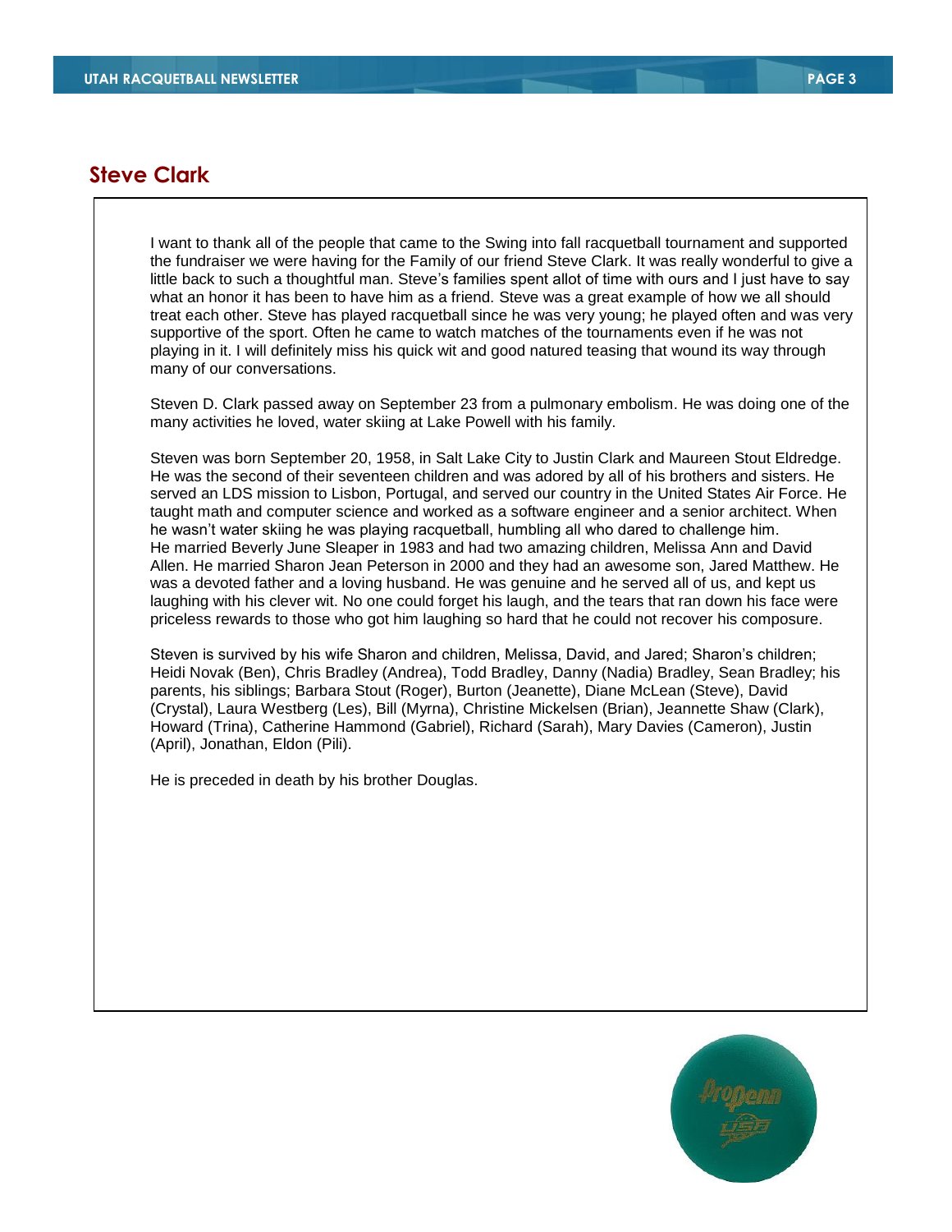## Steve Clark

I want to thank all of the people that came to the Swing into fall racquetball tournament and supported the fundraiser we were having for the Family of our friend Steve Clark. It was really wonderful to give a little back to such a thoughtful man. Steve's families spent allot of time with ours and I just have to say what an honor it has been to have him as a friend. Steve was a great example of how we all should treat each other. Steve has played racquetball since he was very young; he played often and was very supportive of the sport. Often he came to watch matches of the tournaments even if he was not playing in it. I will definitely miss his quick wit and good natured teasing that wound its way through many of our conversations.

Steven D. Clark passed away on September 23 from a pulmonary embolism. He was doing one of the many activities he loved, water skiing at Lake Powell with his family.

Steven was born September 20, 1958, in Salt Lake City to Justin Clark and Maureen Stout Eldredge. He was the second of their seventeen children and was adored by all of his brothers and sisters. He served an LDS mission to Lisbon, Portugal, and served our country in the United States Air Force. He taught math and computer science and worked as a software engineer and a senior architect. When he wasn't water skiing he was playing racquetball, humbling all who dared to challenge him.
He married Beverly June Sleaper in 1983 and had two amazing children, Melissa Ann and David Allen. He married Sharon Jean Peterson in 2000 and they had an awesome son, Jared Matthew. He was a devoted father and a loving husband. He was genuine and he served all of us, and kept us laughing with his clever wit. No one could forget his laugh, and the tears that ran down his face were priceless rewards to those who got him laughing so hard that he could not recover his composure.

Steven is survived by his wife Sharon and children, Melissa, David, and Jared; Sharon's children; Heidi Novak (Ben), Chris Bradley (Andrea), Todd Bradley, Danny (Nadia) Bradley, Sean Bradley; his parents, his siblings; Barbara Stout (Roger), Burton (Jeanette), Diane McLean (Steve), David (Crystal), Laura Westberg (Les), Bill (Myrna), Christine Mickelsen (Brian), Jeannette Shaw (Clark), Howard (Trina), Catherine Hammond (Gabriel), Richard (Sarah), Mary Davies (Cameron), Justin (April), Jonathan, Eldon (Pili).

He is preceded in death by his brother Douglas.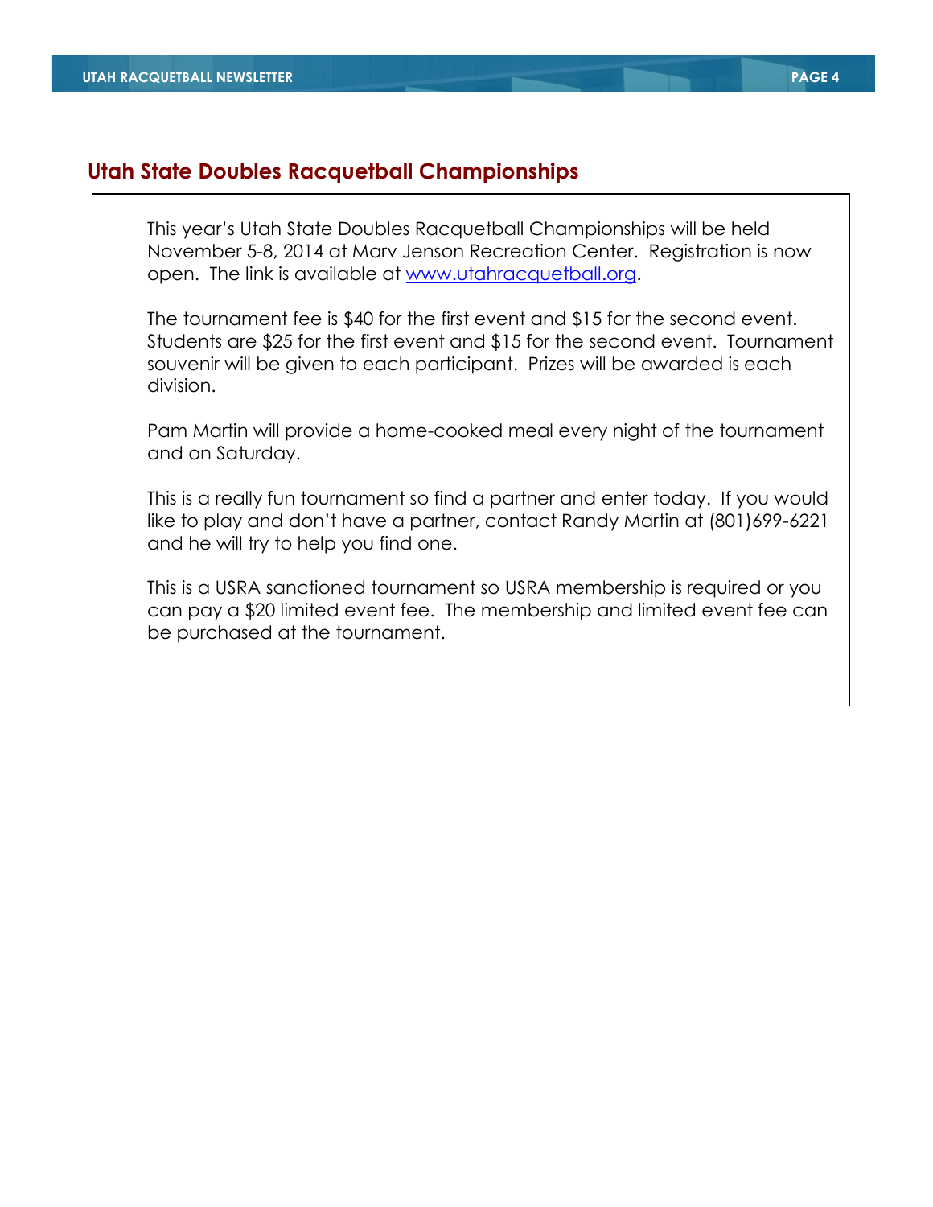## Utah State Doubles Racquetball Championships

This year's Utah State Doubles Racquetball Championships will be held November 5-8, 2014 at Marv Jenson Recreation Center. Registration is now open. The link is available at [www.utahracquetball.org](http://www.utahracquetball.org).

The tournament fee is $40 for the first event and $15 for the second event. Students are $25 for the first event and $15 for the second event. Tournament souvenir will be given to each participant. Prizes will be awarded is each division.

Pam Martin will provide a home-cooked meal every night of the tournament and on Saturday.

This is a really fun tournament so find a partner and enter today. If you would like to play and don't have a partner, contact Randy Martin at (801)699-6221 and he will try to help you find one.

This is a USRA sanctioned tournament so USRA membership is required or you can pay a $20 limited event fee. The membership and limited event fee can be purchased at the tournament.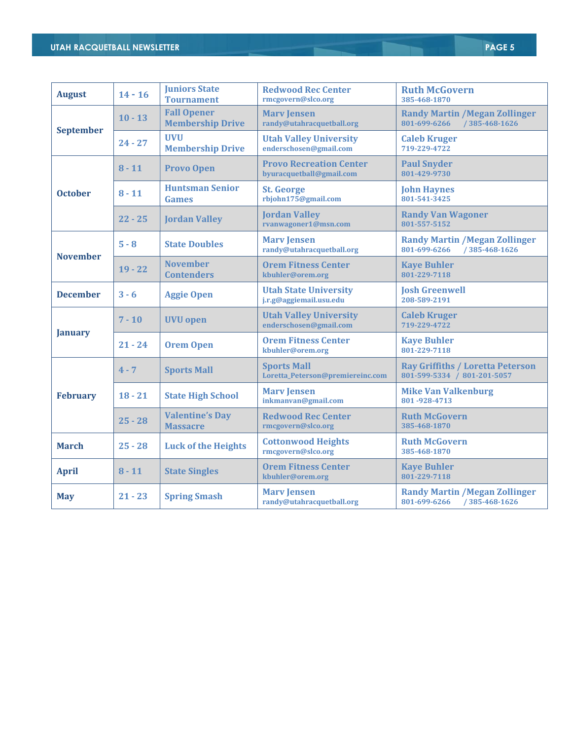| Month | Dates | Event | Location | Contact |
|---|---|---|---|---|
| August | 14 - 16 | Juniors State Tournament | Redwood Rec Center<br>rmcgovern@slco.org | Ruth McGovern<br>385-468-1870 |
| September | 10 - 13 | Fall Opener Membership Drive | Marv Jensen<br>randy@utahracquetball.org | Randy Martin /Megan Zollinger<br>801-699-6266 / 385-468-1626 |
| | 24 - 27 | UVU Membership Drive | Utah Valley University<br>enderschosen@gmail.com | Caleb Kruger<br>719-229-4722 |
| October | 8 - 11 | Provo Open | Provo Recreation Center<br>byuracquetball@gmail.com | Paul Snyder<br>801-429-9730 |
| | 8 - 11 | Huntsman Senior Games | St. George<br>rbjohn175@gmail.com | John Haynes<br>801-541-3425 |
| | 22 - 25 | Jordan Valley | Jordan Valley<br>rvanwagoner1@msn.com | Randy Van Wagoner<br>801-557-5152 |
| November | 5 - 8 | State Doubles | Marv Jensen<br>randy@utahracquetball.org | Randy Martin /Megan Zollinger<br>801-699-6266 / 385-468-1626 |
| | 19 - 22 | November Contenders | Orem Fitness Center<br>kbuhler@orem.org | Kaye Buhler<br>801-229-7118 |
| December | 3 - 6 | Aggie Open | Utah State University<br>j.r.g@aggiemail.usu.edu | Josh Greenwell<br>208-589-2191 |
| January | 7 - 10 | UVU open | Utah Valley University<br>enderschosen@gmail.com | Caleb Kruger<br>719-229-4722 |
| | 21 - 24 | Orem Open | Orem Fitness Center<br>kbuhler@orem.org | Kaye Buhler<br>801-229-7118 |
| February | 4 - 7 | Sports Mall | Sports Mall<br>Loretta_Peterson@premiereinc.com | Ray Griffiths / Loretta Peterson<br>801-599-5334 / 801-201-5057 |
| | 18 - 21 | State High School | Marv Jensen<br>inkmanvan@gmail.com | Mike Van Valkenburg<br>801 -928-4713 |
| | 25 - 28 | Valentine's Day Massacre | Redwood Rec Center<br>rmcgovern@slco.org | Ruth McGovern<br>385-468-1870 |
| March | 25 - 28 | Luck of the Heights | Cottonwood Heights<br>rmcgovern@slco.org | Ruth McGovern<br>385-468-1870 |
| April | 8 - 11 | State Singles | Orem Fitness Center<br>kbuhler@orem.org | Kaye Buhler<br>801-229-7118 |
| May | 21 - 23 | Spring Smash | Marv Jensen<br>randy@utahracquetball.org | Randy Martin /Megan Zollinger<br>801-699-6266 / 385-468-1626 |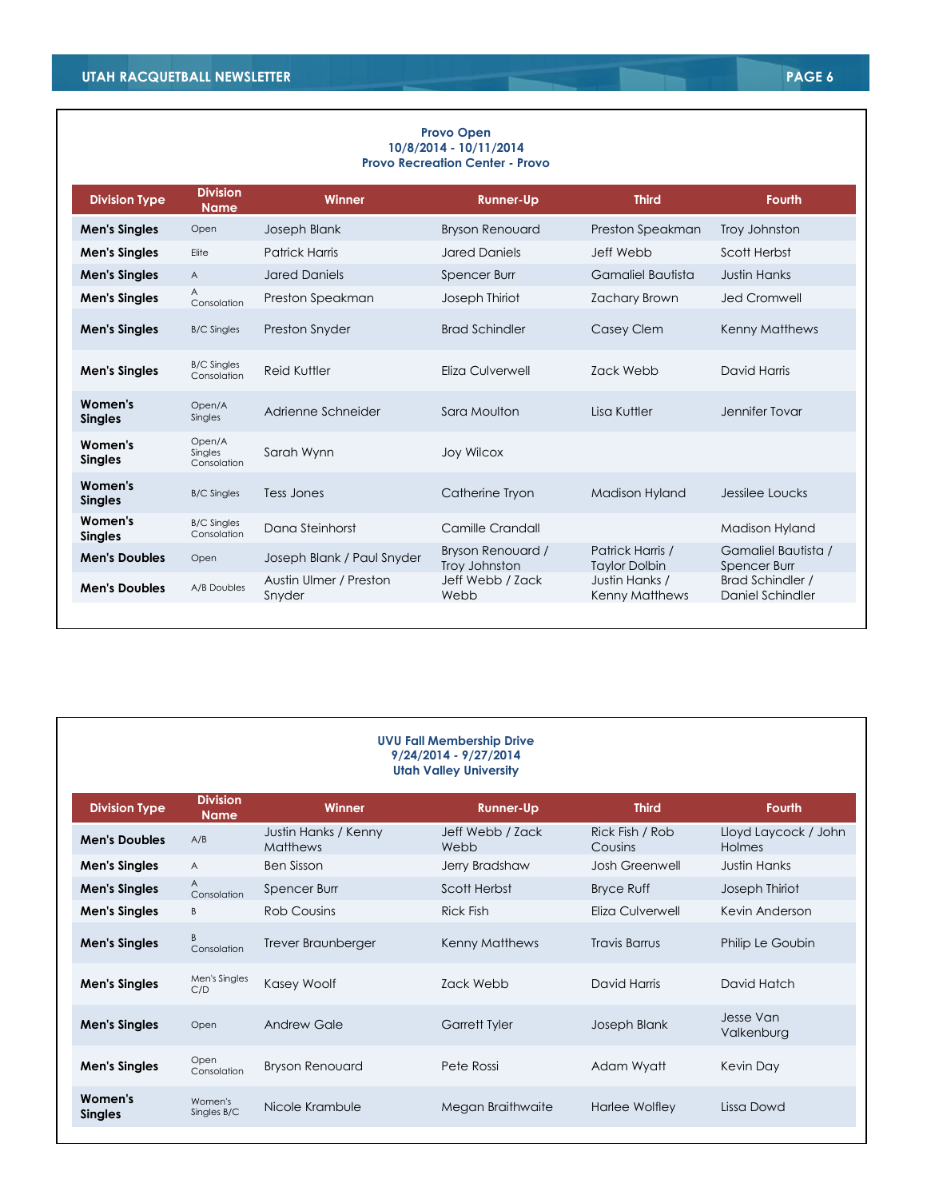### Provo Open
**10/8/2014 - 10/11/2014**
**Provo Recreation Center - Provo**

| Division Type | Division Name | Winner | Runner-Up | Third | Fourth |
|---|---|---|---|---|---|
| **Men's Singles** | Open | Joseph Blank | Bryson Renouard | Preston Speakman | Troy Johnston |
| **Men's Singles** | Elite | Patrick Harris | Jared Daniels | Jeff Webb | Scott Herbst |
| **Men's Singles** | A | Jared Daniels | Spencer Burr | Gamaliel Bautista | Justin Hanks |
| **Men's Singles** | A Consolation | Preston Speakman | Joseph Thiriot | Zachary Brown | Jed Cromwell |
| **Men's Singles** | B/C Singles | Preston Snyder | Brad Schindler | Casey Clem | Kenny Matthews |
| **Men's Singles** | B/C Singles Consolation | Reid Kuttler | Eliza Culverwell | Zack Webb | David Harris |
| **Women's Singles** | Open/A Singles | Adrienne Schneider | Sara Moulton | Lisa Kuttler | Jennifer Tovar |
| **Women's Singles** | Open/A Singles Consolation | Sarah Wynn | Joy Wilcox | | |
| **Women's Singles** | B/C Singles | Tess Jones | Catherine Tryon | Madison Hyland | Jessilee Loucks |
| **Women's Singles** | B/C Singles Consolation | Dana Steinhorst | Camille Crandall | | Madison Hyland |
| **Men's Doubles** | Open | Joseph Blank / Paul Snyder | Bryson Renouard / Troy Johnston | Patrick Harris / Taylor Dolbin | Gamaliel Bautista / Spencer Burr |
| **Men's Doubles** | A/B Doubles | Austin Ulmer / Preston Snyder | Jeff Webb / Zack Webb | Justin Hanks / Kenny Matthews | Brad Schindler / Daniel Schindler |

### UVU Fall Membership Drive
**9/24/2014 - 9/27/2014**
**Utah Valley University**

| Division Type | Division Name | Winner | Runner-Up | Third | Fourth |
|---|---|---|---|---|---|
| **Men's Doubles** | A/B | Justin Hanks / Kenny Matthews | Jeff Webb / Zack Webb | Rick Fish / Rob Cousins | Lloyd Laycock / John Holmes |
| **Men's Singles** | A | Ben Sisson | Jerry Bradshaw | Josh Greenwell | Justin Hanks |
| **Men's Singles** | A Consolation | Spencer Burr | Scott Herbst | Bryce Ruff | Joseph Thiriot |
| **Men's Singles** | B | Rob Cousins | Rick Fish | Eliza Culverwell | Kevin Anderson |
| **Men's Singles** | B Consolation | Trever Braunberger | Kenny Matthews | Travis Barrus | Philip Le Goubin |
| **Men's Singles** | Men's Singles C/D | Kasey Woolf | Zack Webb | David Harris | David Hatch |
| **Men's Singles** | Open | Andrew Gale | Garrett Tyler | Joseph Blank | Jesse Van Valkenburg |
| **Men's Singles** | Open Consolation | Bryson Renouard | Pete Rossi | Adam Wyatt | Kevin Day |
| **Women's Singles** | Women's Singles B/C | Nicole Krambule | Megan Braithwaite | Harlee Wolfley | Lissa Dowd |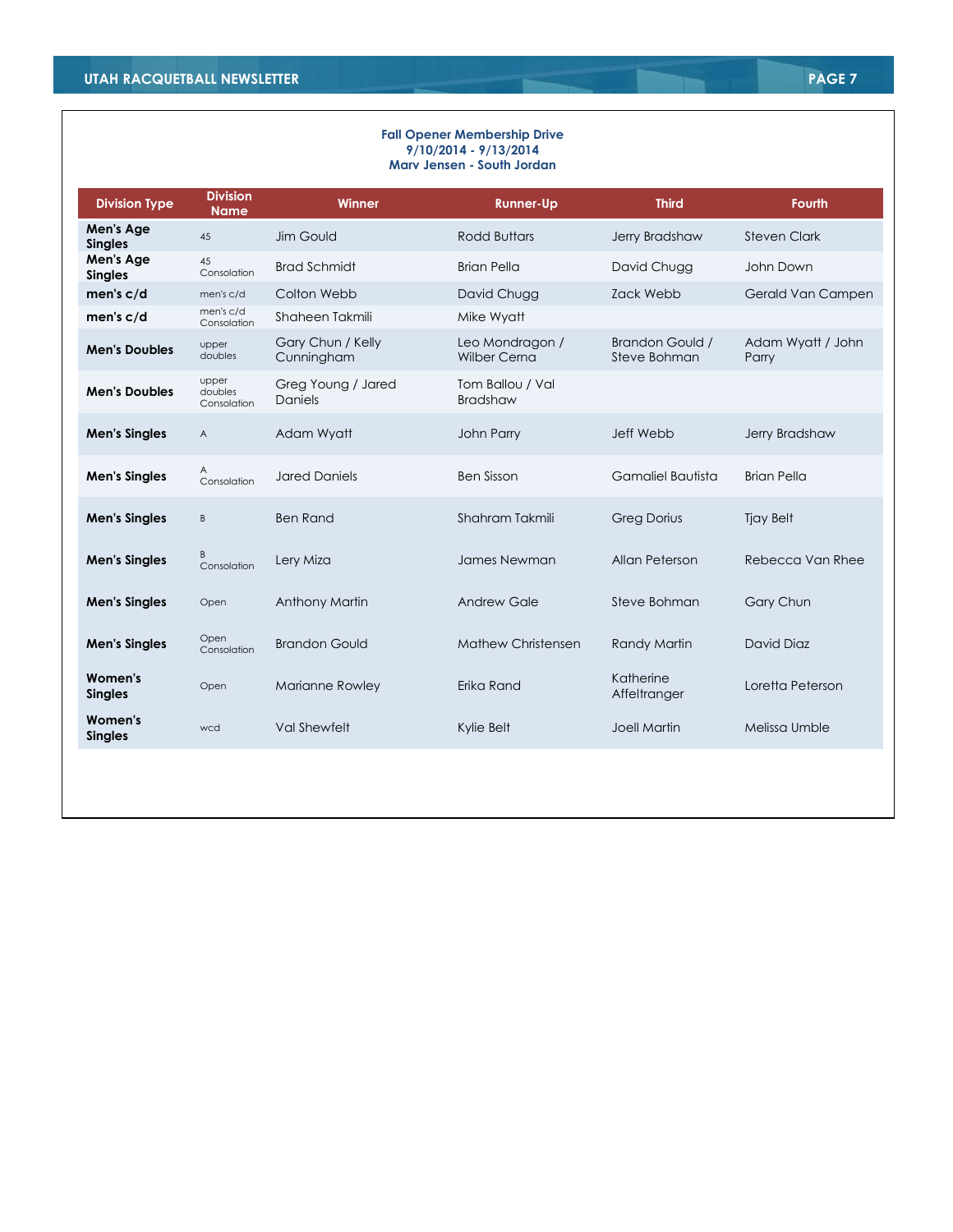**Fall Opener Membership Drive**
**9/10/2014 - 9/13/2014**
**Marv Jensen - South Jordan**

| Division Type | Division Name | Winner | Runner-Up | Third | Fourth |
|---|---|---|---|---|---|
| **Men's Age Singles** | 45 | Jim Gould | Rodd Buttars | Jerry Bradshaw | Steven Clark |
| **Men's Age Singles** | 45 Consolation | Brad Schmidt | Brian Pella | David Chugg | John Down |
| **men's c/d** | men's c/d | Colton Webb | David Chugg | Zack Webb | Gerald Van Campen |
| **men's c/d** | men's c/d Consolation | Shaheen Takmili | Mike Wyatt | | |
| **Men's Doubles** | upper doubles | Gary Chun / Kelly Cunningham | Leo Mondragon / Wilber Cerna | Brandon Gould / Steve Bohman | Adam Wyatt / John Parry |
| **Men's Doubles** | upper doubles Consolation | Greg Young / Jared Daniels | Tom Ballou / Val Bradshaw | | |
| **Men's Singles** | A | Adam Wyatt | John Parry | Jeff Webb | Jerry Bradshaw |
| **Men's Singles** | A Consolation | Jared Daniels | Ben Sisson | Gamaliel Bautista | Brian Pella |
| **Men's Singles** | B | Ben Rand | Shahram Takmili | Greg Dorius | Tjay Belt |
| **Men's Singles** | B Consolation | Lery Miza | James Newman | Allan Peterson | Rebecca Van Rhee |
| **Men's Singles** | Open | Anthony Martin | Andrew Gale | Steve Bohman | Gary Chun |
| **Men's Singles** | Open Consolation | Brandon Gould | Mathew Christensen | Randy Martin | David Diaz |
| **Women's Singles** | Open | Marianne Rowley | Erika Rand | Katherine Affeltranger | Loretta Peterson |
| **Women's Singles** | wcd | Val Shewfelt | Kylie Belt | Joell Martin | Melissa Umble |